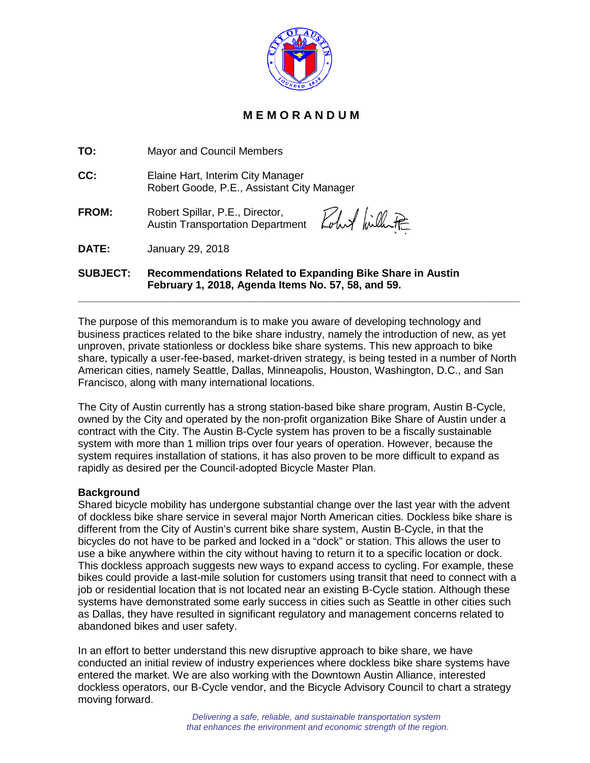# MEMORANDUM

**TO:** Mayor and Council Members

**CC:** Elaine Hart, Interim City Manager
Robert Goode, P.E., Assistant City Manager

**FROM:** Robert Spillar, P.E., Director,
Austin Transportation Department

**DATE:** January 29, 2018

**SUBJECT:** **Recommendations Related to Expanding Bike Share in Austin February 1, 2018, Agenda Items No. 57, 58, and 59.**

---

The purpose of this memorandum is to make you aware of developing technology and business practices related to the bike share industry, namely the introduction of new, as yet unproven, private stationless or dockless bike share systems. This new approach to bike share, typically a user-fee-based, market-driven strategy, is being tested in a number of North American cities, namely Seattle, Dallas, Minneapolis, Houston, Washington, D.C., and San Francisco, along with many international locations.

The City of Austin currently has a strong station-based bike share program, Austin B-Cycle, owned by the City and operated by the non-profit organization Bike Share of Austin under a contract with the City. The Austin B-Cycle system has proven to be a fiscally sustainable system with more than 1 million trips over four years of operation. However, because the system requires installation of stations, it has also proven to be more difficult to expand as rapidly as desired per the Council-adopted Bicycle Master Plan.

**Background**

Shared bicycle mobility has undergone substantial change over the last year with the advent of dockless bike share service in several major North American cities. Dockless bike share is different from the City of Austin's current bike share system, Austin B-Cycle, in that the bicycles do not have to be parked and locked in a "dock" or station. This allows the user to use a bike anywhere within the city without having to return it to a specific location or dock. This dockless approach suggests new ways to expand access to cycling. For example, these bikes could provide a last-mile solution for customers using transit that need to connect with a job or residential location that is not located near an existing B-Cycle station. Although these systems have demonstrated some early success in cities such as Seattle in other cities such as Dallas, they have resulted in significant regulatory and management concerns related to abandoned bikes and user safety.

In an effort to better understand this new disruptive approach to bike share, we have conducted an initial review of industry experiences where dockless bike share systems have entered the market. We are also working with the Downtown Austin Alliance, interested dockless operators, our B-Cycle vendor, and the Bicycle Advisory Council to chart a strategy moving forward.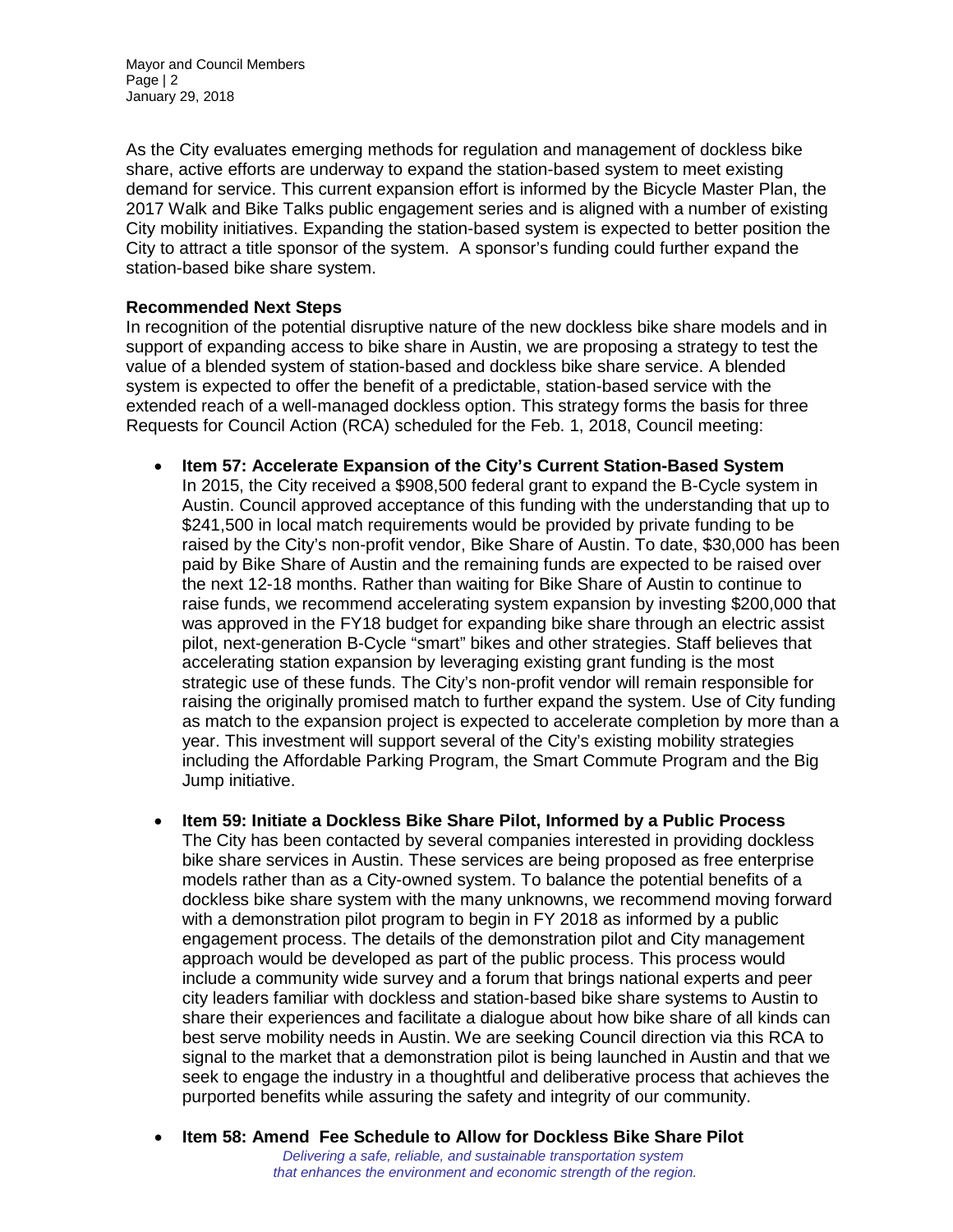As the City evaluates emerging methods for regulation and management of dockless bike share, active efforts are underway to expand the station-based system to meet existing demand for service. This current expansion effort is informed by the Bicycle Master Plan, the 2017 Walk and Bike Talks public engagement series and is aligned with a number of existing City mobility initiatives. Expanding the station-based system is expected to better position the City to attract a title sponsor of the system. A sponsor's funding could further expand the station-based bike share system.

**Recommended Next Steps**

In recognition of the potential disruptive nature of the new dockless bike share models and in support of expanding access to bike share in Austin, we are proposing a strategy to test the value of a blended system of station-based and dockless bike share service. A blended system is expected to offer the benefit of a predictable, station-based service with the extended reach of a well-managed dockless option. This strategy forms the basis for three Requests for Council Action (RCA) scheduled for the Feb. 1, 2018, Council meeting:

- **Item 57: Accelerate Expansion of the City's Current Station-Based System**
  In 2015, the City received a $908,500 federal grant to expand the B-Cycle system in Austin. Council approved acceptance of this funding with the understanding that up to $241,500 in local match requirements would be provided by private funding to be raised by the City's non-profit vendor, Bike Share of Austin. To date, $30,000 has been paid by Bike Share of Austin and the remaining funds are expected to be raised over the next 12-18 months. Rather than waiting for Bike Share of Austin to continue to raise funds, we recommend accelerating system expansion by investing $200,000 that was approved in the FY18 budget for expanding bike share through an electric assist pilot, next-generation B-Cycle "smart" bikes and other strategies. Staff believes that accelerating station expansion by leveraging existing grant funding is the most strategic use of these funds. The City's non-profit vendor will remain responsible for raising the originally promised match to further expand the system. Use of City funding as match to the expansion project is expected to accelerate completion by more than a year. This investment will support several of the City's existing mobility strategies including the Affordable Parking Program, the Smart Commute Program and the Big Jump initiative.

- **Item 59: Initiate a Dockless Bike Share Pilot, Informed by a Public Process**
  The City has been contacted by several companies interested in providing dockless bike share services in Austin. These services are being proposed as free enterprise models rather than as a City-owned system. To balance the potential benefits of a dockless bike share system with the many unknowns, we recommend moving forward with a demonstration pilot program to begin in FY 2018 as informed by a public engagement process. The details of the demonstration pilot and City management approach would be developed as part of the public process. This process would include a community wide survey and a forum that brings national experts and peer city leaders familiar with dockless and station-based bike share systems to Austin to share their experiences and facilitate a dialogue about how bike share of all kinds can best serve mobility needs in Austin. We are seeking Council direction via this RCA to signal to the market that a demonstration pilot is being launched in Austin and that we seek to engage the industry in a thoughtful and deliberative process that achieves the purported benefits while assuring the safety and integrity of our community.

- **Item 58: Amend Fee Schedule to Allow for Dockless Bike Share Pilot**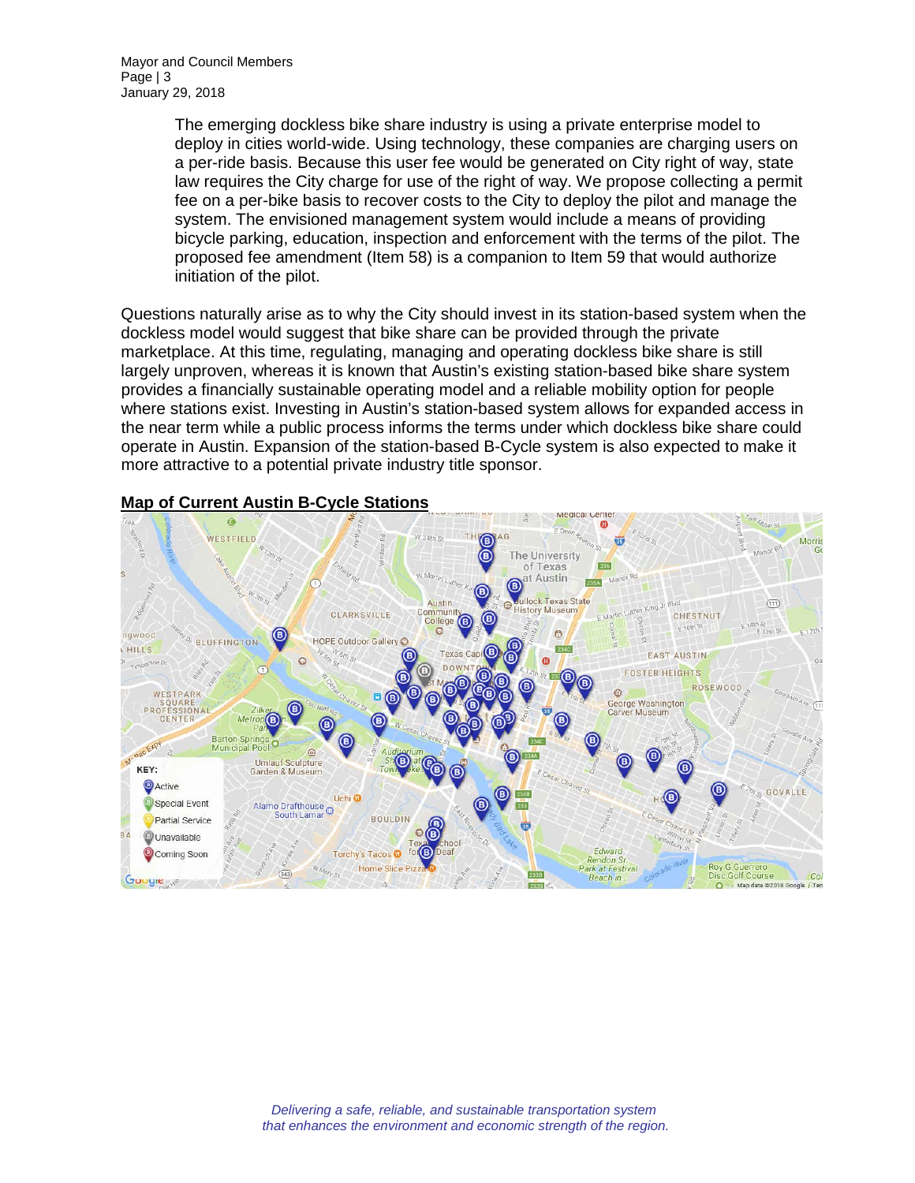The emerging dockless bike share industry is using a private enterprise model to deploy in cities world-wide. Using technology, these companies are charging users on a per-ride basis. Because this user fee would be generated on City right of way, state law requires the City charge for use of the right of way. We propose collecting a permit fee on a per-bike basis to recover costs to the City to deploy the pilot and manage the system. The envisioned management system would include a means of providing bicycle parking, education, inspection and enforcement with the terms of the pilot. The proposed fee amendment (Item 58) is a companion to Item 59 that would authorize initiation of the pilot.

Questions naturally arise as to why the City should invest in its station-based system when the dockless model would suggest that bike share can be provided through the private marketplace. At this time, regulating, managing and operating dockless bike share is still largely unproven, whereas it is known that Austin's existing station-based bike share system provides a financially sustainable operating model and a reliable mobility option for people where stations exist. Investing in Austin's station-based system allows for expanded access in the near term while a public process informs the terms under which dockless bike share could operate in Austin. Expansion of the station-based B-Cycle system is also expected to make it more attractive to a potential private industry title sponsor.

**Map of Current Austin B-Cycle Stations**

KEY:
Active
Special Event
Partial Service
Unavailable
Coming Soon

*Delivering a safe, reliable, and sustainable transportation system that enhances the environment and economic strength of the region.*